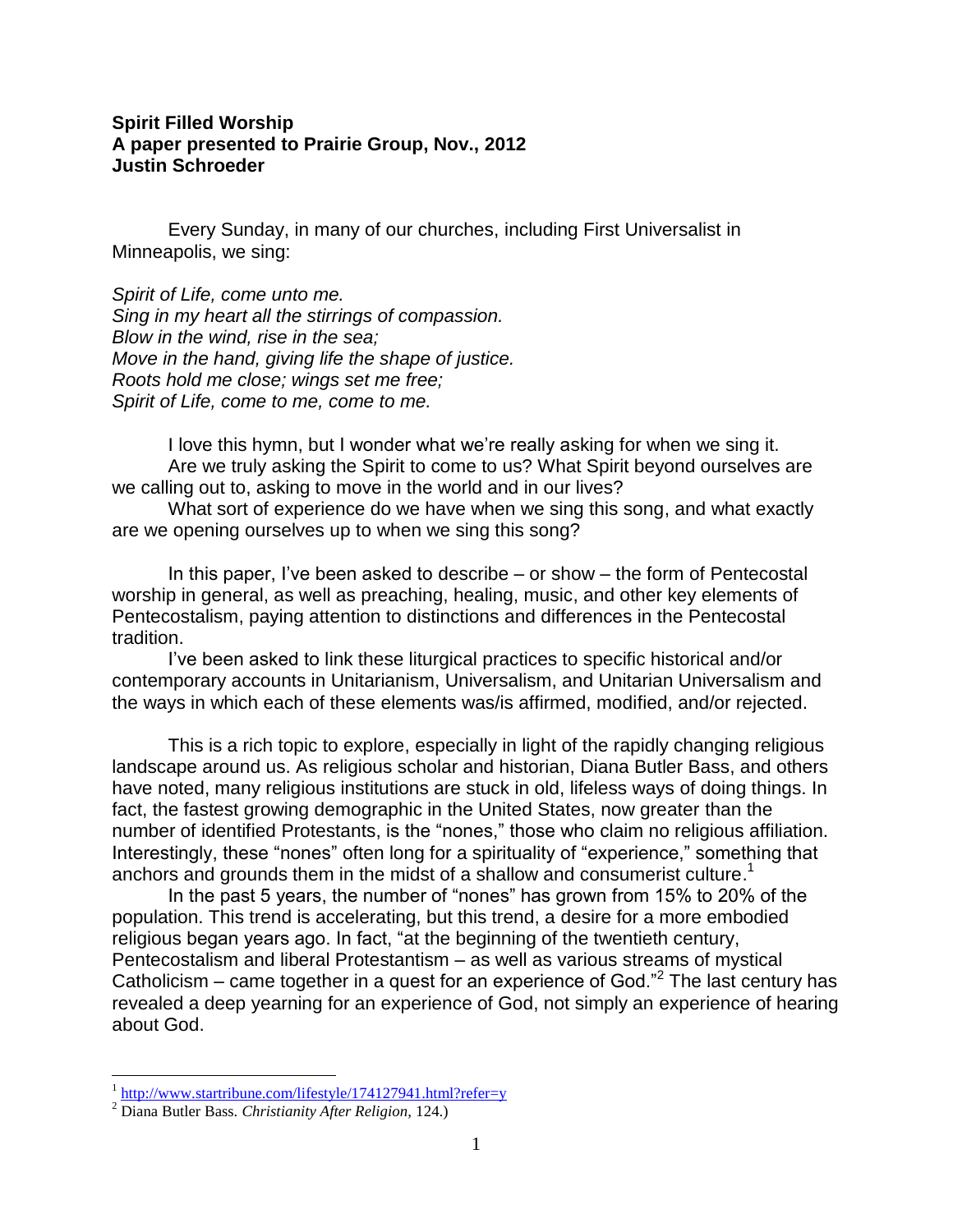**Spirit Filled Worship**
**A paper presented to Prairie Group, Nov., 2012**
**Justin Schroeder**

Every Sunday, in many of our churches, including First Universalist in Minneapolis, we sing:

*Spirit of Life, come unto me.*
*Sing in my heart all the stirrings of compassion.*
*Blow in the wind, rise in the sea;*
*Move in the hand, giving life the shape of justice.*
*Roots hold me close; wings set me free;*
*Spirit of Life, come to me, come to me.*

I love this hymn, but I wonder what we're really asking for when we sing it.

Are we truly asking the Spirit to come to us? What Spirit beyond ourselves are we calling out to, asking to move in the world and in our lives?

What sort of experience do we have when we sing this song, and what exactly are we opening ourselves up to when we sing this song?

In this paper, I've been asked to describe – or show – the form of Pentecostal worship in general, as well as preaching, healing, music, and other key elements of Pentecostalism, paying attention to distinctions and differences in the Pentecostal tradition.

I've been asked to link these liturgical practices to specific historical and/or contemporary accounts in Unitarianism, Universalism, and Unitarian Universalism and the ways in which each of these elements was/is affirmed, modified, and/or rejected.

This is a rich topic to explore, especially in light of the rapidly changing religious landscape around us. As religious scholar and historian, Diana Butler Bass, and others have noted, many religious institutions are stuck in old, lifeless ways of doing things. In fact, the fastest growing demographic in the United States, now greater than the number of identified Protestants, is the "nones," those who claim no religious affiliation. Interestingly, these "nones" often long for a spirituality of "experience," something that anchors and grounds them in the midst of a shallow and consumerist culture.[1]

In the past 5 years, the number of "nones" has grown from 15% to 20% of the population. This trend is accelerating, but this trend, a desire for a more embodied religious began years ago. In fact, "at the beginning of the twentieth century, Pentecostalism and liberal Protestantism – as well as various streams of mystical Catholicism – came together in a quest for an experience of God."[2] The last century has revealed a deep yearning for an experience of God, not simply an experience of hearing about God.

---

[1] http://www.startribune.com/lifestyle/174127941.html?refer=y

[2] Diana Butler Bass. *Christianity After Religion*, 124.)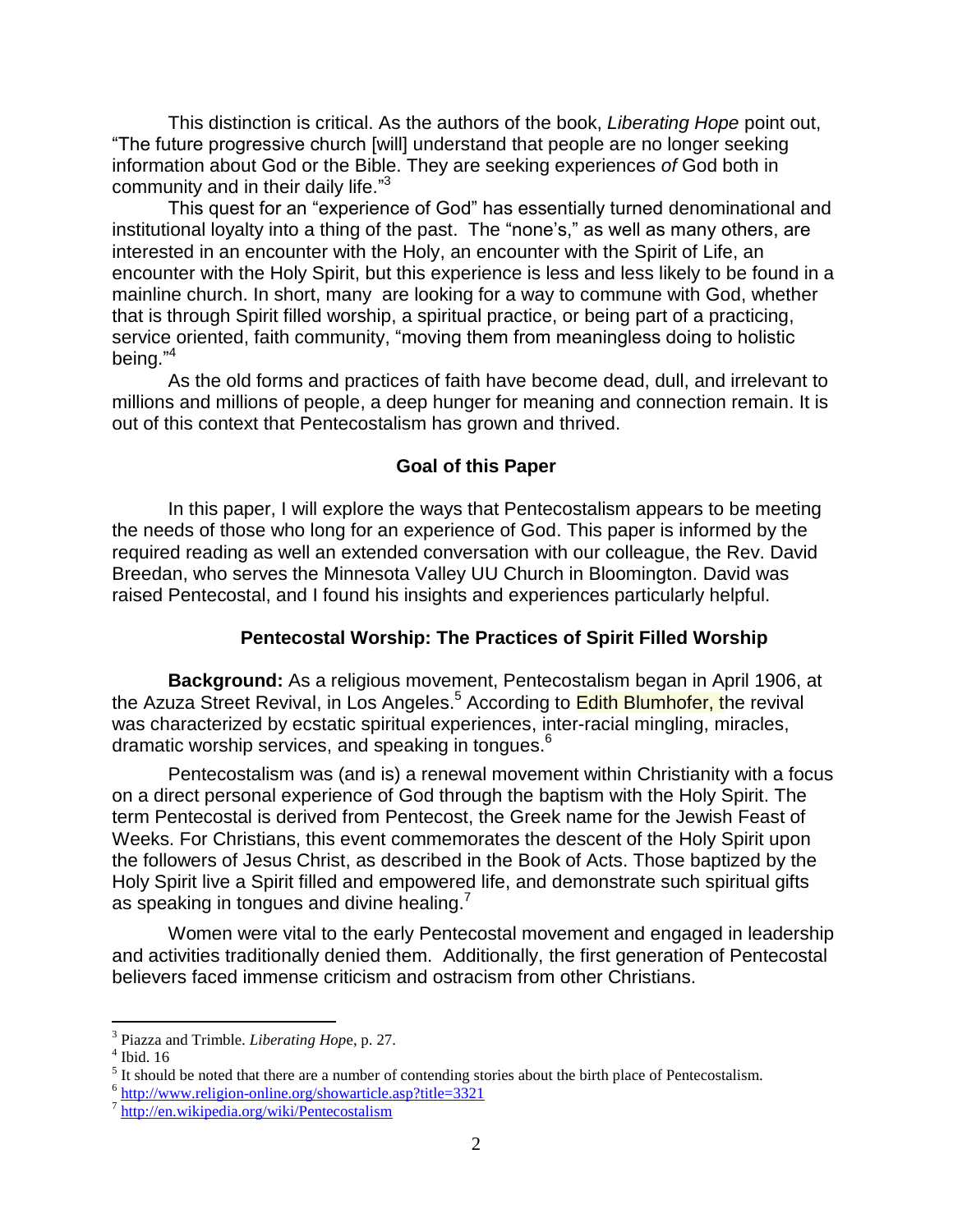This distinction is critical. As the authors of the book, *Liberating Hope* point out, "The future progressive church [will] understand that people are no longer seeking information about God or the Bible. They are seeking experiences *of* God both in community and in their daily life."[3]

This quest for an "experience of God" has essentially turned denominational and institutional loyalty into a thing of the past. The "none's," as well as many others, are interested in an encounter with the Holy, an encounter with the Spirit of Life, an encounter with the Holy Spirit, but this experience is less and less likely to be found in a mainline church. In short, many are looking for a way to commune with God, whether that is through Spirit filled worship, a spiritual practice, or being part of a practicing, service oriented, faith community, "moving them from meaningless doing to holistic being."[4]

As the old forms and practices of faith have become dead, dull, and irrelevant to millions and millions of people, a deep hunger for meaning and connection remain. It is out of this context that Pentecostalism has grown and thrived.

## Goal of this Paper

In this paper, I will explore the ways that Pentecostalism appears to be meeting the needs of those who long for an experience of God. This paper is informed by the required reading as well an extended conversation with our colleague, the Rev. David Breedan, who serves the Minnesota Valley UU Church in Bloomington. David was raised Pentecostal, and I found his insights and experiences particularly helpful.

## Pentecostal Worship: The Practices of Spirit Filled Worship

**Background:** As a religious movement, Pentecostalism began in April 1906, at the Azuza Street Revival, in Los Angeles.[5] According to Edith Blumhofer, the revival was characterized by ecstatic spiritual experiences, inter-racial mingling, miracles, dramatic worship services, and speaking in tongues.[6]

Pentecostalism was (and is) a renewal movement within Christianity with a focus on a direct personal experience of God through the baptism with the Holy Spirit. The term Pentecostal is derived from Pentecost, the Greek name for the Jewish Feast of Weeks. For Christians, this event commemorates the descent of the Holy Spirit upon the followers of Jesus Christ, as described in the Book of Acts. Those baptized by the Holy Spirit live a Spirit filled and empowered life, and demonstrate such spiritual gifts as speaking in tongues and divine healing.[7]

Women were vital to the early Pentecostal movement and engaged in leadership and activities traditionally denied them. Additionally, the first generation of Pentecostal believers faced immense criticism and ostracism from other Christians.

---

[3] Piazza and Trimble. *Liberating Hope*, p. 27.

[4] Ibid. 16

[5] It should be noted that there are a number of contending stories about the birth place of Pentecostalism.

[6] http://www.religion-online.org/showarticle.asp?title=3321

[7] http://en.wikipedia.org/wiki/Pentecostalism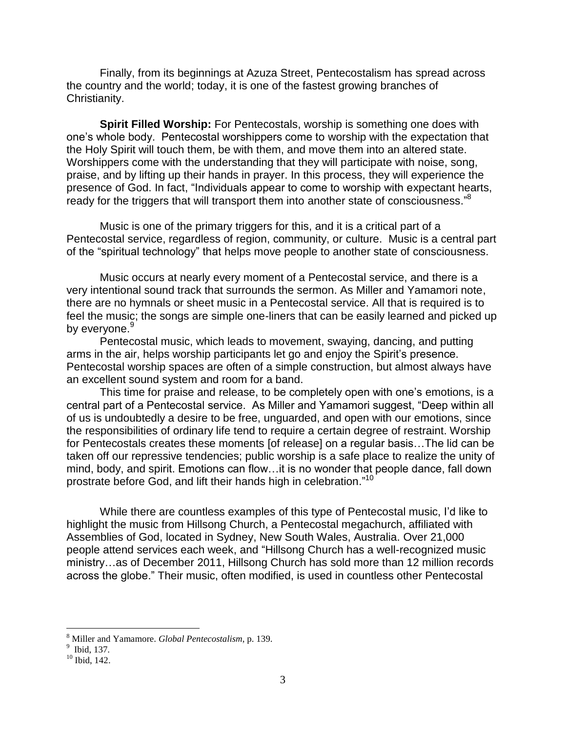Finally, from its beginnings at Azuza Street, Pentecostalism has spread across the country and the world; today, it is one of the fastest growing branches of Christianity.

**Spirit Filled Worship:** For Pentecostals, worship is something one does with one's whole body. Pentecostal worshippers come to worship with the expectation that the Holy Spirit will touch them, be with them, and move them into an altered state. Worshippers come with the understanding that they will participate with noise, song, praise, and by lifting up their hands in prayer. In this process, they will experience the presence of God. In fact, "Individuals appear to come to worship with expectant hearts, ready for the triggers that will transport them into another state of consciousness."[8]

Music is one of the primary triggers for this, and it is a critical part of a Pentecostal service, regardless of region, community, or culture. Music is a central part of the "spiritual technology" that helps move people to another state of consciousness.

Music occurs at nearly every moment of a Pentecostal service, and there is a very intentional sound track that surrounds the sermon. As Miller and Yamamori note, there are no hymnals or sheet music in a Pentecostal service. All that is required is to feel the music; the songs are simple one-liners that can be easily learned and picked up by everyone.[9]

Pentecostal music, which leads to movement, swaying, dancing, and putting arms in the air, helps worship participants let go and enjoy the Spirit's presence. Pentecostal worship spaces are often of a simple construction, but almost always have an excellent sound system and room for a band.

This time for praise and release, to be completely open with one's emotions, is a central part of a Pentecostal service. As Miller and Yamamori suggest, "Deep within all of us is undoubtedly a desire to be free, unguarded, and open with our emotions, since the responsibilities of ordinary life tend to require a certain degree of restraint. Worship for Pentecostals creates these moments [of release] on a regular basis…The lid can be taken off our repressive tendencies; public worship is a safe place to realize the unity of mind, body, and spirit. Emotions can flow…it is no wonder that people dance, fall down prostrate before God, and lift their hands high in celebration."[10]

While there are countless examples of this type of Pentecostal music, I'd like to highlight the music from Hillsong Church, a Pentecostal megachurch, affiliated with Assemblies of God, located in Sydney, New South Wales, Australia. Over 21,000 people attend services each week, and "Hillsong Church has a well-recognized music ministry…as of December 2011, Hillsong Church has sold more than 12 million records across the globe." Their music, often modified, is used in countless other Pentecostal

---

[8] Miller and Yamamore. *Global Pentecostalism*, p. 139.

[9] Ibid, 137.

[10] Ibid, 142.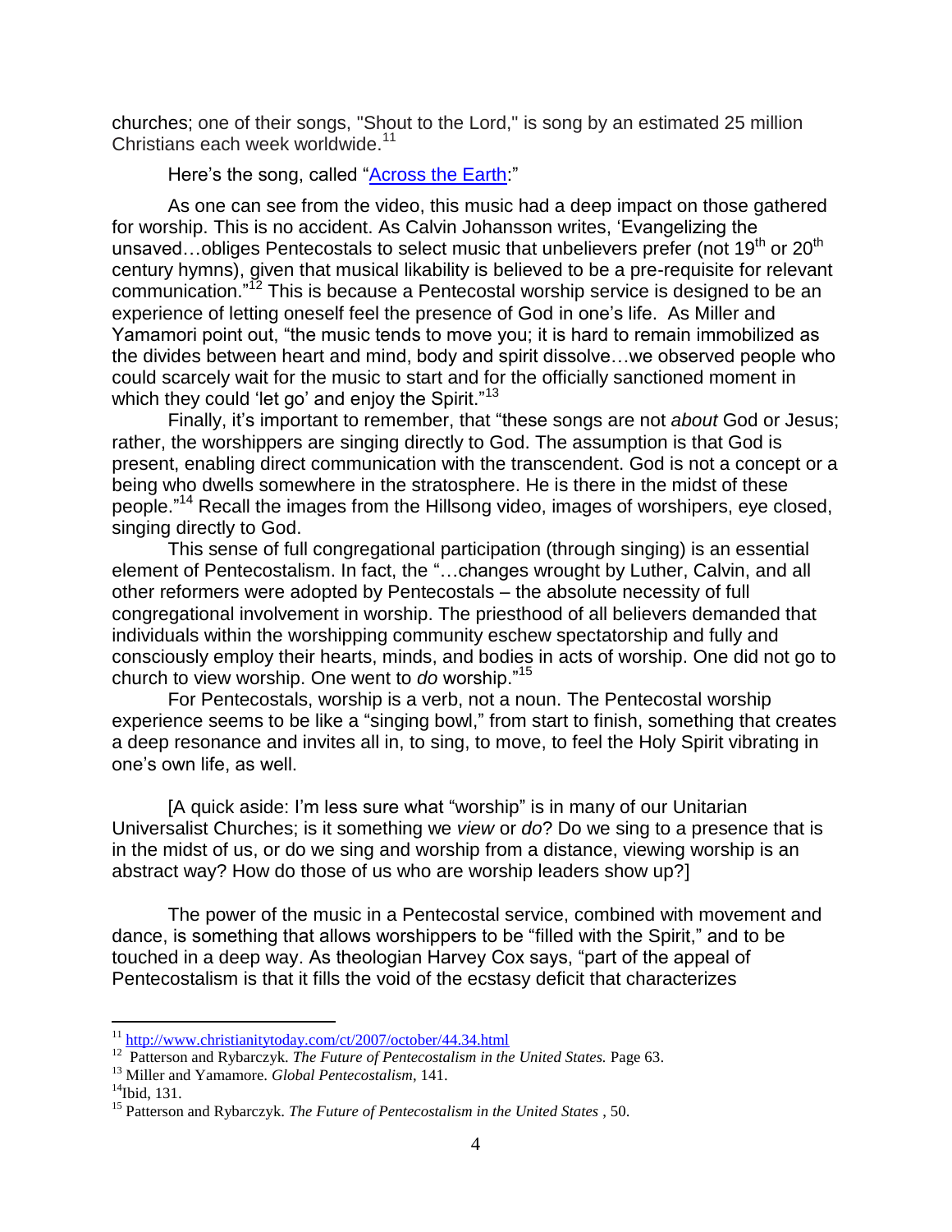churches; one of their songs, "Shout to the Lord," is song by an estimated 25 million Christians each week worldwide.[11]

Here's the song, called "[Across the Earth](#):"

As one can see from the video, this music had a deep impact on those gathered for worship. This is no accident. As Calvin Johansson writes, 'Evangelizing the unsaved…obliges Pentecostals to select music that unbelievers prefer (not 19th or 20th century hymns), given that musical likability is believed to be a pre-requisite for relevant communication."[12] This is because a Pentecostal worship service is designed to be an experience of letting oneself feel the presence of God in one's life. As Miller and Yamamori point out, "the music tends to move you; it is hard to remain immobilized as the divides between heart and mind, body and spirit dissolve…we observed people who could scarcely wait for the music to start and for the officially sanctioned moment in which they could 'let go' and enjoy the Spirit."[13]

Finally, it's important to remember, that "these songs are not *about* God or Jesus; rather, the worshippers are singing directly to God. The assumption is that God is present, enabling direct communication with the transcendent. God is not a concept or a being who dwells somewhere in the stratosphere. He is there in the midst of these people."[14] Recall the images from the Hillsong video, images of worshipers, eye closed, singing directly to God.

This sense of full congregational participation (through singing) is an essential element of Pentecostalism. In fact, the "…changes wrought by Luther, Calvin, and all other reformers were adopted by Pentecostals – the absolute necessity of full congregational involvement in worship. The priesthood of all believers demanded that individuals within the worshipping community eschew spectatorship and fully and consciously employ their hearts, minds, and bodies in acts of worship. One did not go to church to view worship. One went to *do* worship."[15]

For Pentecostals, worship is a verb, not a noun. The Pentecostal worship experience seems to be like a "singing bowl," from start to finish, something that creates a deep resonance and invites all in, to sing, to move, to feel the Holy Spirit vibrating in one's own life, as well.

[A quick aside: I'm less sure what "worship" is in many of our Unitarian Universalist Churches; is it something we *view* or *do*? Do we sing to a presence that is in the midst of us, or do we sing and worship from a distance, viewing worship is an abstract way? How do those of us who are worship leaders show up?]

The power of the music in a Pentecostal service, combined with movement and dance, is something that allows worshippers to be "filled with the Spirit," and to be touched in a deep way. As theologian Harvey Cox says, "part of the appeal of Pentecostalism is that it fills the void of the ecstasy deficit that characterizes

---

[11] http://www.christianitytoday.com/ct/2007/october/44.34.html

[12] Patterson and Rybarczyk. *The Future of Pentecostalism in the United States.* Page 63.

[13] Miller and Yamamore. *Global Pentecostalism*, 141.

[14] Ibid, 131.

[15] Patterson and Rybarczyk. *The Future of Pentecostalism in the United States* , 50.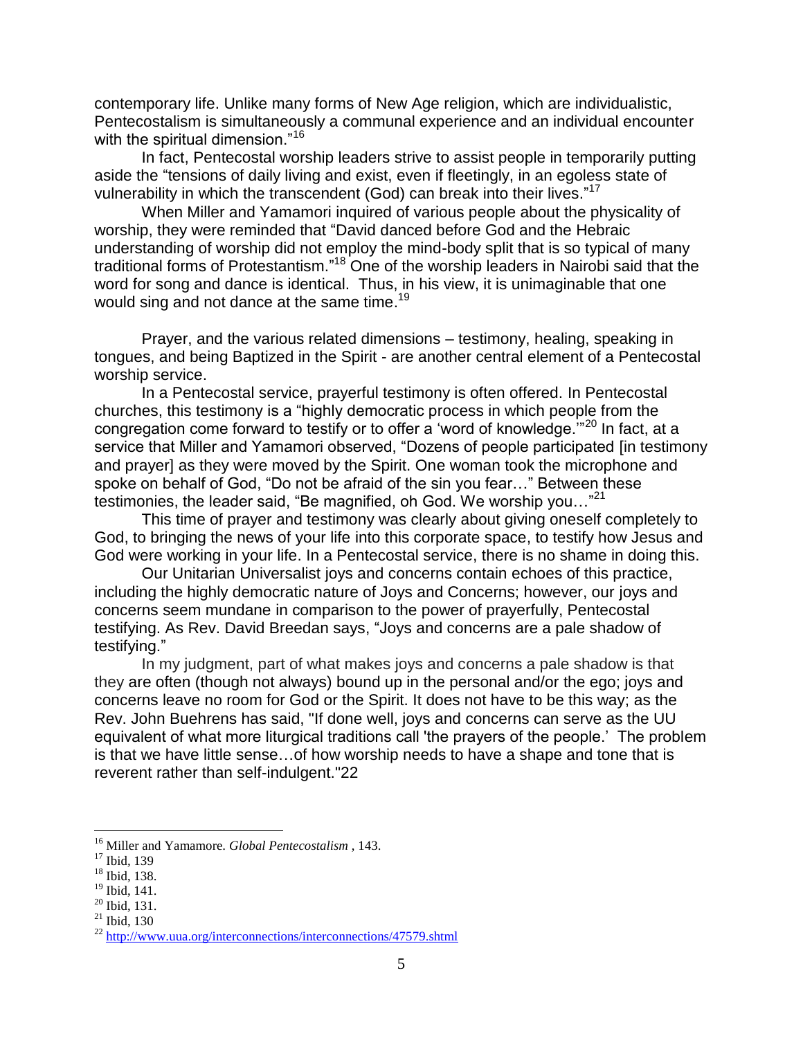contemporary life. Unlike many forms of New Age religion, which are individualistic, Pentecostalism is simultaneously a communal experience and an individual encounter with the spiritual dimension."[16]

In fact, Pentecostal worship leaders strive to assist people in temporarily putting aside the "tensions of daily living and exist, even if fleetingly, in an egoless state of vulnerability in which the transcendent (God) can break into their lives."[17]

When Miller and Yamamori inquired of various people about the physicality of worship, they were reminded that "David danced before God and the Hebraic understanding of worship did not employ the mind-body split that is so typical of many traditional forms of Protestantism."[18] One of the worship leaders in Nairobi said that the word for song and dance is identical. Thus, in his view, it is unimaginable that one would sing and not dance at the same time.[19]

Prayer, and the various related dimensions – testimony, healing, speaking in tongues, and being Baptized in the Spirit - are another central element of a Pentecostal worship service.

In a Pentecostal service, prayerful testimony is often offered. In Pentecostal churches, this testimony is a "highly democratic process in which people from the congregation come forward to testify or to offer a 'word of knowledge.'"[20] In fact, at a service that Miller and Yamamori observed, "Dozens of people participated [in testimony and prayer] as they were moved by the Spirit. One woman took the microphone and spoke on behalf of God, "Do not be afraid of the sin you fear…" Between these testimonies, the leader said, "Be magnified, oh God. We worship you…"[21]

This time of prayer and testimony was clearly about giving oneself completely to God, to bringing the news of your life into this corporate space, to testify how Jesus and God were working in your life. In a Pentecostal service, there is no shame in doing this.

Our Unitarian Universalist joys and concerns contain echoes of this practice, including the highly democratic nature of Joys and Concerns; however, our joys and concerns seem mundane in comparison to the power of prayerfully, Pentecostal testifying. As Rev. David Breedan says, "Joys and concerns are a pale shadow of testifying."

In my judgment, part of what makes joys and concerns a pale shadow is that they are often (though not always) bound up in the personal and/or the ego; joys and concerns leave no room for God or the Spirit. It does not have to be this way; as the Rev. John Buehrens has said, "If done well, joys and concerns can serve as the UU equivalent of what more liturgical traditions call 'the prayers of the people.' The problem is that we have little sense…of how worship needs to have a shape and tone that is reverent rather than self-indulgent."22

---

[16] Miller and Yamamore. *Global Pentecostalism* , 143.

[17] Ibid, 139

[18] Ibid, 138.

[19] Ibid, 141.

[20] Ibid, 131.

[21] Ibid, 130

[22] http://www.uua.org/interconnections/interconnections/47579.shtml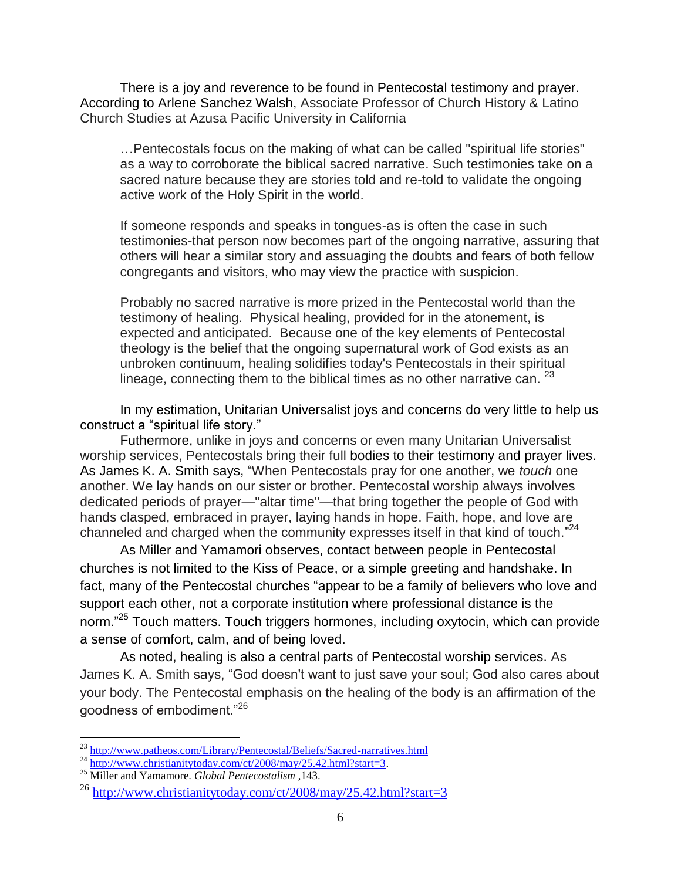There is a joy and reverence to be found in Pentecostal testimony and prayer. According to Arlene Sanchez Walsh, Associate Professor of Church History & Latino Church Studies at Azusa Pacific University in California

> …Pentecostals focus on the making of what can be called "spiritual life stories" as a way to corroborate the biblical sacred narrative. Such testimonies take on a sacred nature because they are stories told and re-told to validate the ongoing active work of the Holy Spirit in the world.
>
> If someone responds and speaks in tongues-as is often the case in such testimonies-that person now becomes part of the ongoing narrative, assuring that others will hear a similar story and assuaging the doubts and fears of both fellow congregants and visitors, who may view the practice with suspicion.
>
> Probably no sacred narrative is more prized in the Pentecostal world than the testimony of healing. Physical healing, provided for in the atonement, is expected and anticipated. Because one of the key elements of Pentecostal theology is the belief that the ongoing supernatural work of God exists as an unbroken continuum, healing solidifies today's Pentecostals in their spiritual lineage, connecting them to the biblical times as no other narrative can. [23]

In my estimation, Unitarian Universalist joys and concerns do very little to help us construct a "spiritual life story."

Futhermore, unlike in joys and concerns or even many Unitarian Universalist worship services, Pentecostals bring their full bodies to their testimony and prayer lives. As James K. A. Smith says, "When Pentecostals pray for one another, we *touch* one another. We lay hands on our sister or brother. Pentecostal worship always involves dedicated periods of prayer—"altar time"—that bring together the people of God with hands clasped, embraced in prayer, laying hands in hope. Faith, hope, and love are channeled and charged when the community expresses itself in that kind of touch."[24]

As Miller and Yamamori observes, contact between people in Pentecostal churches is not limited to the Kiss of Peace, or a simple greeting and handshake. In fact, many of the Pentecostal churches "appear to be a family of believers who love and support each other, not a corporate institution where professional distance is the norm."[25] Touch matters. Touch triggers hormones, including oxytocin, which can provide a sense of comfort, calm, and of being loved.

As noted, healing is also a central parts of Pentecostal worship services. As James K. A. Smith says, "God doesn't want to just save your soul; God also cares about your body. The Pentecostal emphasis on the healing of the body is an affirmation of the goodness of embodiment."[26]

---

[23] http://www.patheos.com/Library/Pentecostal/Beliefs/Sacred-narratives.html

[24] http://www.christianitytoday.com/ct/2008/may/25.42.html?start=3.

[25] Miller and Yamamore. *Global Pentecostalism* ,143.

[26] http://www.christianitytoday.com/ct/2008/may/25.42.html?start=3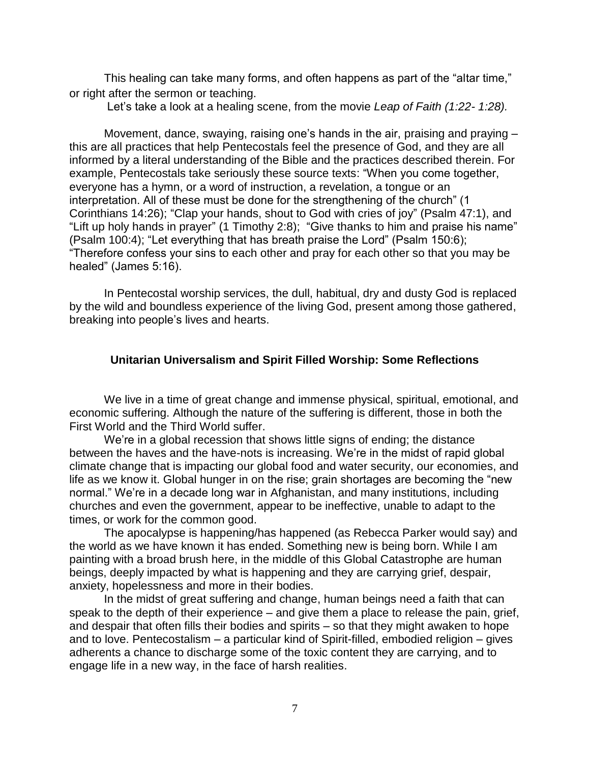This healing can take many forms, and often happens as part of the "altar time," or right after the sermon or teaching.

Let's take a look at a healing scene, from the movie *Leap of Faith (1:22- 1:28).*

Movement, dance, swaying, raising one's hands in the air, praising and praying – this are all practices that help Pentecostals feel the presence of God, and they are all informed by a literal understanding of the Bible and the practices described therein. For example, Pentecostals take seriously these source texts: "When you come together, everyone has a hymn, or a word of instruction, a revelation, a tongue or an interpretation. All of these must be done for the strengthening of the church" (1 Corinthians 14:26); "Clap your hands, shout to God with cries of joy" (Psalm 47:1), and "Lift up holy hands in prayer" (1 Timothy 2:8); "Give thanks to him and praise his name" (Psalm 100:4); "Let everything that has breath praise the Lord" (Psalm 150:6); "Therefore confess your sins to each other and pray for each other so that you may be healed" (James 5:16).

In Pentecostal worship services, the dull, habitual, dry and dusty God is replaced by the wild and boundless experience of the living God, present among those gathered, breaking into people's lives and hearts.

## Unitarian Universalism and Spirit Filled Worship: Some Reflections

We live in a time of great change and immense physical, spiritual, emotional, and economic suffering. Although the nature of the suffering is different, those in both the First World and the Third World suffer.

We're in a global recession that shows little signs of ending; the distance between the haves and the have-nots is increasing. We're in the midst of rapid global climate change that is impacting our global food and water security, our economies, and life as we know it. Global hunger in on the rise; grain shortages are becoming the "new normal." We're in a decade long war in Afghanistan, and many institutions, including churches and even the government, appear to be ineffective, unable to adapt to the times, or work for the common good.

The apocalypse is happening/has happened (as Rebecca Parker would say) and the world as we have known it has ended. Something new is being born. While I am painting with a broad brush here, in the middle of this Global Catastrophe are human beings, deeply impacted by what is happening and they are carrying grief, despair, anxiety, hopelessness and more in their bodies.

In the midst of great suffering and change, human beings need a faith that can speak to the depth of their experience – and give them a place to release the pain, grief, and despair that often fills their bodies and spirits – so that they might awaken to hope and to love. Pentecostalism – a particular kind of Spirit-filled, embodied religion – gives adherents a chance to discharge some of the toxic content they are carrying, and to engage life in a new way, in the face of harsh realities.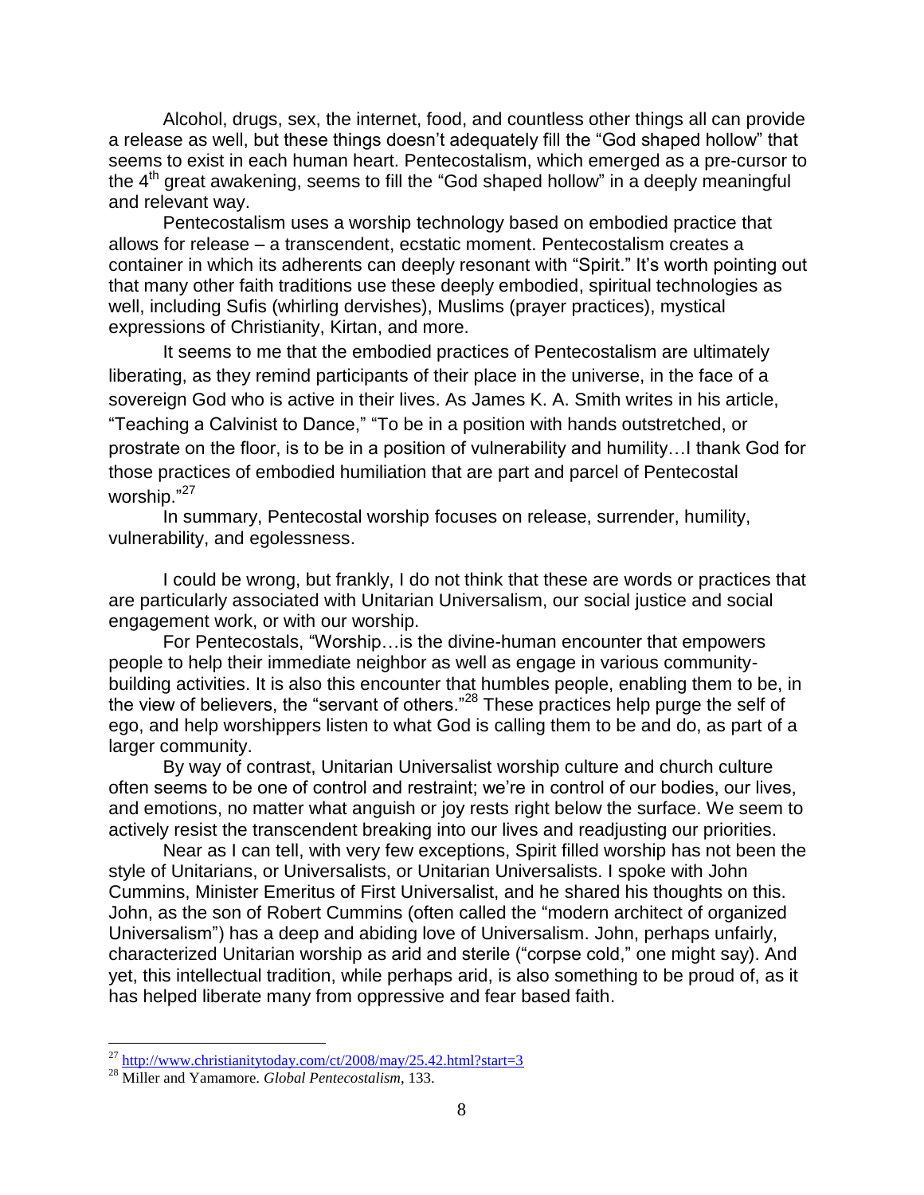Alcohol, drugs, sex, the internet, food, and countless other things all can provide a release as well, but these things doesn't adequately fill the "God shaped hollow" that seems to exist in each human heart. Pentecostalism, which emerged as a pre-cursor to the 4th great awakening, seems to fill the "God shaped hollow" in a deeply meaningful and relevant way.

Pentecostalism uses a worship technology based on embodied practice that allows for release – a transcendent, ecstatic moment. Pentecostalism creates a container in which its adherents can deeply resonant with "Spirit." It's worth pointing out that many other faith traditions use these deeply embodied, spiritual technologies as well, including Sufis (whirling dervishes), Muslims (prayer practices), mystical expressions of Christianity, Kirtan, and more.

It seems to me that the embodied practices of Pentecostalism are ultimately liberating, as they remind participants of their place in the universe, in the face of a sovereign God who is active in their lives. As James K. A. Smith writes in his article, "Teaching a Calvinist to Dance," "To be in a position with hands outstretched, or prostrate on the floor, is to be in a position of vulnerability and humility…I thank God for those practices of embodied humiliation that are part and parcel of Pentecostal worship."[27]

In summary, Pentecostal worship focuses on release, surrender, humility, vulnerability, and egolessness.

I could be wrong, but frankly, I do not think that these are words or practices that are particularly associated with Unitarian Universalism, our social justice and social engagement work, or with our worship.

For Pentecostals, "Worship…is the divine-human encounter that empowers people to help their immediate neighbor as well as engage in various community-building activities. It is also this encounter that humbles people, enabling them to be, in the view of believers, the "servant of others."[28] These practices help purge the self of ego, and help worshippers listen to what God is calling them to be and do, as part of a larger community.

By way of contrast, Unitarian Universalist worship culture and church culture often seems to be one of control and restraint; we're in control of our bodies, our lives, and emotions, no matter what anguish or joy rests right below the surface. We seem to actively resist the transcendent breaking into our lives and readjusting our priorities.

Near as I can tell, with very few exceptions, Spirit filled worship has not been the style of Unitarians, or Universalists, or Unitarian Universalists. I spoke with John Cummins, Minister Emeritus of First Universalist, and he shared his thoughts on this. John, as the son of Robert Cummins (often called the "modern architect of organized Universalism") has a deep and abiding love of Universalism. John, perhaps unfairly, characterized Unitarian worship as arid and sterile ("corpse cold," one might say). And yet, this intellectual tradition, while perhaps arid, is also something to be proud of, as it has helped liberate many from oppressive and fear based faith.

---

[27] http://www.christianitytoday.com/ct/2008/may/25.42.html?start=3

[28] Miller and Yamamore. *Global Pentecostalism*, 133.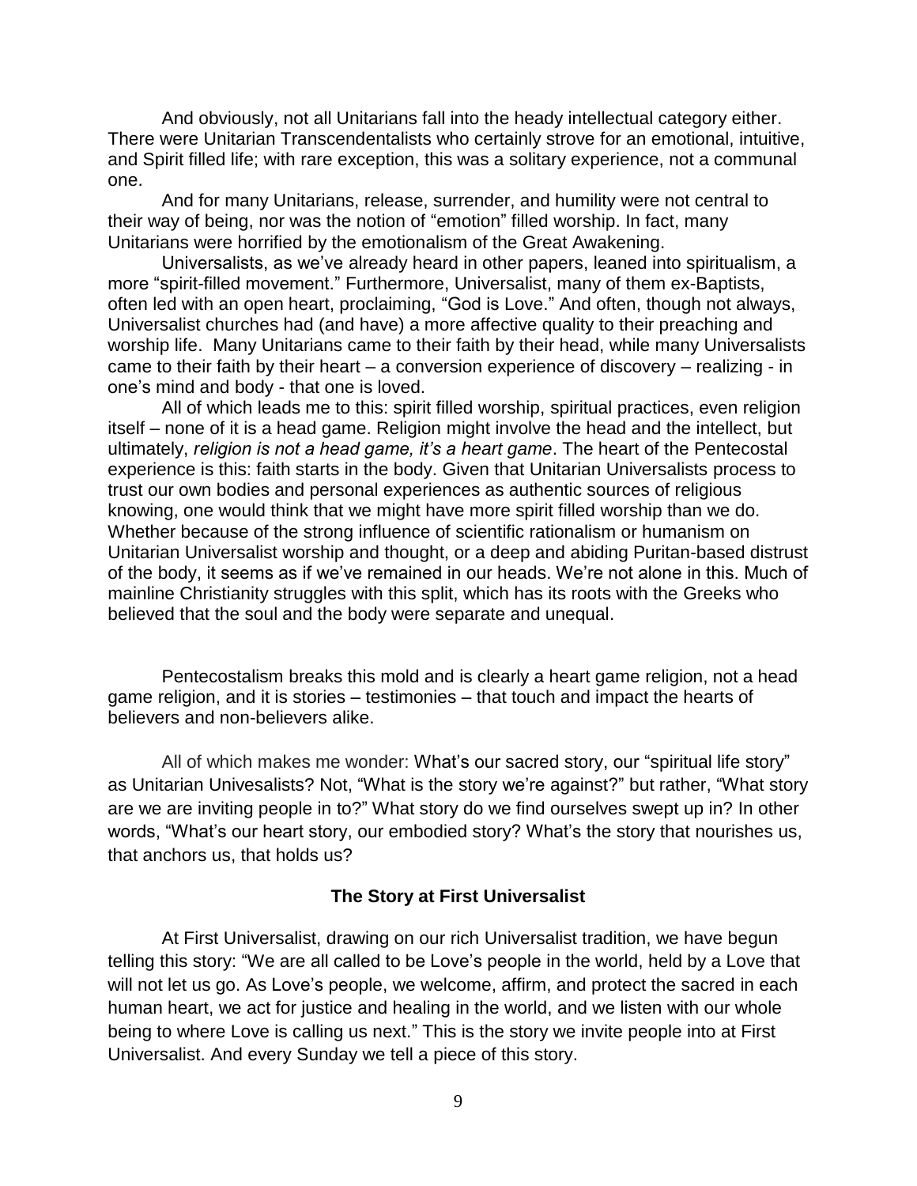And obviously, not all Unitarians fall into the heady intellectual category either. There were Unitarian Transcendentalists who certainly strove for an emotional, intuitive, and Spirit filled life; with rare exception, this was a solitary experience, not a communal one.

And for many Unitarians, release, surrender, and humility were not central to their way of being, nor was the notion of "emotion" filled worship. In fact, many Unitarians were horrified by the emotionalism of the Great Awakening.

Universalists, as we've already heard in other papers, leaned into spiritualism, a more "spirit-filled movement." Furthermore, Universalist, many of them ex-Baptists, often led with an open heart, proclaiming, "God is Love." And often, though not always, Universalist churches had (and have) a more affective quality to their preaching and worship life. Many Unitarians came to their faith by their head, while many Universalists came to their faith by their heart – a conversion experience of discovery – realizing - in one's mind and body - that one is loved.

All of which leads me to this: spirit filled worship, spiritual practices, even religion itself – none of it is a head game. Religion might involve the head and the intellect, but ultimately, *religion is not a head game, it's a heart game*. The heart of the Pentecostal experience is this: faith starts in the body. Given that Unitarian Universalists process to trust our own bodies and personal experiences as authentic sources of religious knowing, one would think that we might have more spirit filled worship than we do. Whether because of the strong influence of scientific rationalism or humanism on Unitarian Universalist worship and thought, or a deep and abiding Puritan-based distrust of the body, it seems as if we've remained in our heads. We're not alone in this. Much of mainline Christianity struggles with this split, which has its roots with the Greeks who believed that the soul and the body were separate and unequal.

Pentecostalism breaks this mold and is clearly a heart game religion, not a head game religion, and it is stories – testimonies – that touch and impact the hearts of believers and non-believers alike.

All of which makes me wonder: What's our sacred story, our "spiritual life story" as Unitarian Univesalists? Not, "What is the story we're against?" but rather, "What story are we are inviting people in to?" What story do we find ourselves swept up in? In other words, "What's our heart story, our embodied story? What's the story that nourishes us, that anchors us, that holds us?

## The Story at First Universalist

At First Universalist, drawing on our rich Universalist tradition, we have begun telling this story: "We are all called to be Love's people in the world, held by a Love that will not let us go. As Love's people, we welcome, affirm, and protect the sacred in each human heart, we act for justice and healing in the world, and we listen with our whole being to where Love is calling us next." This is the story we invite people into at First Universalist. And every Sunday we tell a piece of this story.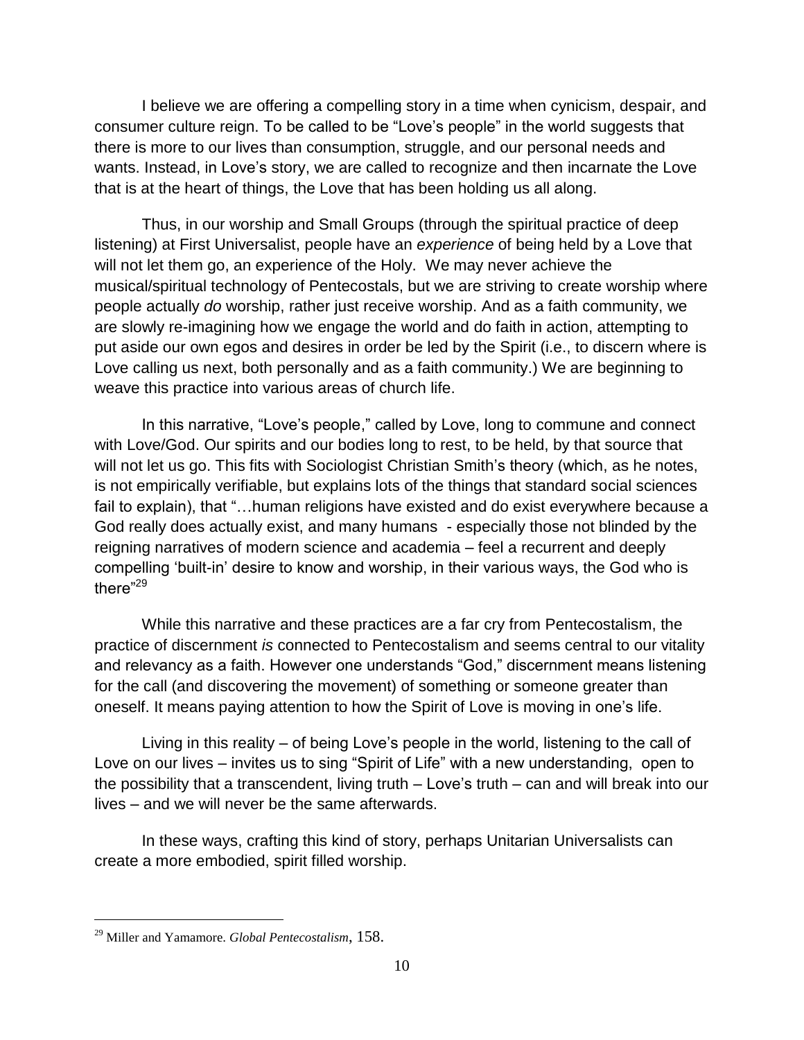I believe we are offering a compelling story in a time when cynicism, despair, and consumer culture reign. To be called to be "Love's people" in the world suggests that there is more to our lives than consumption, struggle, and our personal needs and wants. Instead, in Love's story, we are called to recognize and then incarnate the Love that is at the heart of things, the Love that has been holding us all along.

Thus, in our worship and Small Groups (through the spiritual practice of deep listening) at First Universalist, people have an *experience* of being held by a Love that will not let them go, an experience of the Holy. We may never achieve the musical/spiritual technology of Pentecostals, but we are striving to create worship where people actually *do* worship, rather just receive worship. And as a faith community, we are slowly re-imagining how we engage the world and do faith in action, attempting to put aside our own egos and desires in order be led by the Spirit (i.e., to discern where is Love calling us next, both personally and as a faith community.) We are beginning to weave this practice into various areas of church life.

In this narrative, "Love's people," called by Love, long to commune and connect with Love/God. Our spirits and our bodies long to rest, to be held, by that source that will not let us go. This fits with Sociologist Christian Smith's theory (which, as he notes, is not empirically verifiable, but explains lots of the things that standard social sciences fail to explain), that "…human religions have existed and do exist everywhere because a God really does actually exist, and many humans - especially those not blinded by the reigning narratives of modern science and academia – feel a recurrent and deeply compelling 'built-in' desire to know and worship, in their various ways, the God who is there"[29]

While this narrative and these practices are a far cry from Pentecostalism, the practice of discernment *is* connected to Pentecostalism and seems central to our vitality and relevancy as a faith. However one understands "God," discernment means listening for the call (and discovering the movement) of something or someone greater than oneself. It means paying attention to how the Spirit of Love is moving in one's life.

Living in this reality – of being Love's people in the world, listening to the call of Love on our lives – invites us to sing "Spirit of Life" with a new understanding, open to the possibility that a transcendent, living truth – Love's truth – can and will break into our lives – and we will never be the same afterwards.

In these ways, crafting this kind of story, perhaps Unitarian Universalists can create a more embodied, spirit filled worship.

---

[29] Miller and Yamamore. *Global Pentecostalism*, 158.